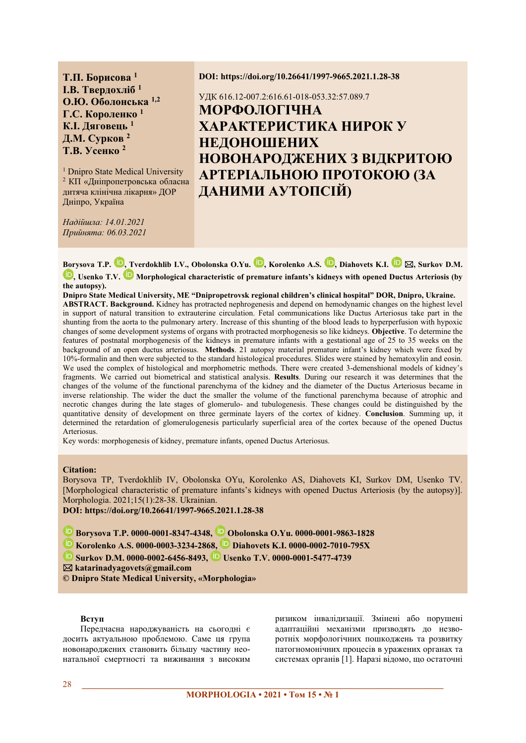**Т.П. Борисова [1]**
**І.В. Твердохліб [1]**
**О.Ю. Оболонська [1,2]**
**Г.С. Короленко [1]**
**К.І. Дяговець [1]**
**Д.М. Сурков [2]**
**Т.В. Усенко [2]**

[1] Dnipro State Medical University
[2] КП «Дніпропетровська обласна дитяча клінічна лікарня» ДОР
Дніпро, Україна

*Надійшла: 14.01.2021*
*Прийнята: 06.03.2021*

**DOI: https://doi.org/10.26641/1997-9665.2021.1.28-38**

УДК 616.12-007.2:616.61-018-053.32:57.089.7

# МОРФОЛОГІЧНА ХАРАКТЕРИСТИКА НИРОК У НЕДОНОШЕНИХ НОВОНАРОДЖЕНИХ З ВІДКРИТОЮ АРТЕРІАЛЬНОЮ ПРОТОКОЮ (ЗА ДАНИМИ АУТОПСІЙ)

**Borysova T.P., Tverdokhlib I.V., Obolonska O.Yu., Korolenko A.S., Diahovets K.I. ✉, Surkov D.M., Usenko T.V. Morphological characteristic of premature infants's kidneys with opened Ductus Arteriosis (by the autopsy).**

**Dnipro State Medical University, ME "Dnipropetrovsk regional children's clinical hospital" DOR, Dnipro, Ukraine.**

**ABSTRACT. Background.** Kidney has protracted nephrogenesis and depend on hemodynamic changes on the highest level in support of natural transition to extrauterine circulation. Fetal communications like Ductus Arteriosus take part in the shunting from the aorta to the pulmonary artery. Increase of this shunting of the blood leads to hyperperfusion with hypoxic changes of some development systems of organs with protracted morphogenesis so like kidneys. **Objective**. To determine the features of postnatal morphogenesis of the kidneys in premature infants with a gestational age of 25 to 35 weeks on the background of an open ductus arteriosus. **Methods**. 21 autopsy material premature infant's kidney which were fixed by 10%-formalin and then were subjected to the standard histological procedures. Slides were stained by hematoxylin and eosin. We used the complex of histological and morphometric methods. There were created 3-demenshional models of kidney's fragments. We carried out biometrical and statistical analysis. **Results**. During our research it was determines that the changes of the volume of the functional parenchyma of the kidney and the diameter of the Ductus Arteriosus became in inverse relationship. The wider the duct the smaller the volume of the functional parenchyma because of atrophic and necrotic changes during the late stages of glomerulo- and tubulogenesis. These changes could be distinguished by the quantitative density of development on three germinate layers of the cortex of kidney. **Conclusion**. Summing up, it determined the retardation of glomerulogenesis particularly superficial area of the cortex because of the opened Ductus Arteriosus.

Key words: morphogenesis of kidney, premature infants, opened Ductus Arteriosus.

**Citation:**
Borysova TP, Tverdokhlib IV, Obolonska OYu, Korolenko AS, Diahovets KI, Surkov DM, Usenko TV. [Morphological characteristic of premature infants's kidneys with opened Ductus Arteriosis (by the autopsy)]. Morphologia. 2021;15(1):28-38. Ukrainian.
**DOI: https://doi.org/10.26641/1997-9665.2021.1.28-38**

**Borysova T.P. 0000-0001-8347-4348, Obolonska O.Yu. 0000-0001-9863-1828**
**Korolenko A.S. 0000-0003-3234-2868, Diahovets K.I. 0000-0002-7010-795X**
**Surkov D.M. 0000-0002-6456-8493, Usenko T.V. 0000-0001-5477-4739**
✉ **katarinadyagovets@gmail.com**
**© Dnipro State Medical University, «Morphologia»**

## Вступ

Передчасна народжуваність на сьогодні є досить актуальною проблемою. Саме ця група новонароджених становить більшу частину неонатальної смертності та виживання з високим ризиком інвалідизації. Змінені або порушені адаптаційні механізми призводять до незворотніх морфологічних пошкоджень та розвитку патогномонічних процесів в уражених органах та системах органів [1]. Наразі відомо, що остаточні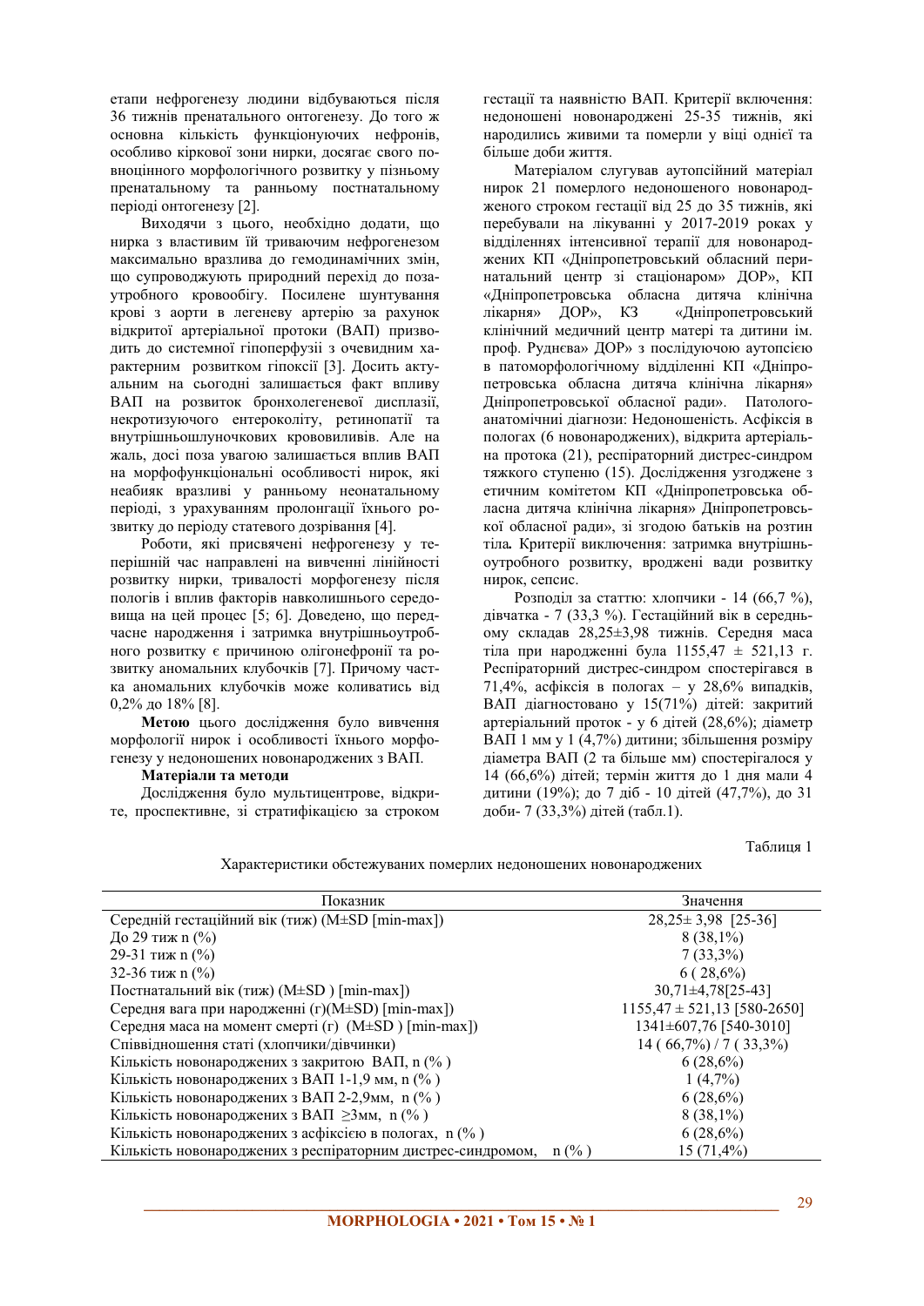етапи нефрогенезу людини відбуваються після 36 тижнів пренатального онтогенезу. До того ж основна кількість функціонуючих нефронів, особливо кіркової зони нирки, досягає свого повноцінного морфологічного розвитку у пізньому пренатальному та ранньому постнатальному періоді онтогенезу [2].

Виходячи з цього, необхідно додати, що нирка з властивим їй триваючим нефрогенезом максимально вразлива до гемодинамічних змін, що супроводжують природний перехід до позаутробного кровообігу. Посилене шунтування крові з аорти в легеневу артерію за рахунок відкритої артеріальної протоки (ВАП) призводить до системної гіпоперфузії з очевидним характерним розвитком гіпоксії [3]. Досить актуальним на сьогодні залишається факт впливу ВАП на розвиток бронхолегеневої дисплазії, некротизуючого ентероколіту, ретинопатії та внутрішньошлуночкових крововиливів. Але на жаль, досі поза увагою залишається вплив ВАП на морфофункціональні особливості нирок, які неабияк вразливі у ранньому неонатальному періоді, з урахуванням пролонгації їхнього розвитку до періоду статевого дозрівання [4].

Роботи, які присвячені нефрогенезу у теперішній час направлені на вивченні лінійності розвитку нирки, тривалості морфогенезу після пологів і вплив факторів навколишнього середовища на цей процес [5; 6]. Доведено, що передчасне народження і затримка внутрішньоутробного розвитку є причиною олігонефронії та розвитку аномальних клубочків [7]. Причому частка аномальних клубочків може коливатись від 0,2% до 18% [8].

**Метою** цього дослідження було вивчення морфології нирок і особливості їхнього морфогенезу у недоношених новонароджених з ВАП.

**Матеріали та методи**

Дослідження було мультицентрове, відкрите, проспективне, зі стратифікацією за строком гестації та наявністю ВАП. Критерії включення: недоношені новонароджені 25-35 тижнів, які народились живими та померли у віці однієї та більше доби життя.

Матеріалом слугував аутопсійний матеріал нирок 21 померлого недоношеного новонародженого строком гестації від 25 до 35 тижнів, які перебували на лікуванні у 2017-2019 роках у відділеннях інтенсивної терапії для новонароджених КП «Дніпропетровський обласний перинатальний центр зі стаціонаром» ДОР», КП «Дніпропетровська обласна дитяча клінічна лікарня» ДОР», КЗ «Дніпропетровський клінічний медичний центр матері та дитини ім. проф. Руднєва» ДОР» з послідуючою аутопсією в патоморфологічному відділенні КП «Дніпропетровська обласна дитяча клінічна лікарня» Дніпропетровської обласної ради». Патологоанатомічні діагнози: Недоношеність. Асфіксія в пологах (6 новонароджених), відкрита артеріальна протока (21), респіраторний дистрес-синдром тяжкого ступеню (15). Дослідження узгоджене з етичним комітетом КП «Дніпропетровська обласна дитяча клінічна лікарня» Дніпропетровської обласної ради», зі згодою батьків на розтин тіла*.* Критерії виключення: затримка внутрішньоутробного розвитку, вроджені вади розвитку нирок, сепсис.

Розподіл за статтю: хлопчики - 14 (66,7 %), дівчатка - 7 (33,3 %). Гестаційний вік в середньому складав 28,25±3,98 тижнів. Середня маса тіла при народженні була 1155,47 ± 521,13 г. Респіраторний дистрес-синдром спостерігався в 71,4%, асфіксія в пологах – у 28,6% випадків, ВАП діагностовано у 15(71%) дітей: закритий артеріальний проток - у 6 дітей (28,6%); діаметр ВАП 1 мм у 1 (4,7%) дитини; збільшення розміру діаметра ВАП (2 та більше мм) спостерігалося у 14 (66,6%) дітей; термін життя до 1 дня мали 4 дитини (19%); до 7 діб - 10 дітей (47,7%), до 31 доби- 7 (33,3%) дітей (табл.1).

Таблиця 1

Характеристики обстежуваних померлих недоношених новонароджених

| Показник | Значення |
|---|---|
| Середній гестаційний вік (тиж) (M±SD [min-max]) | 28,25± 3,98 [25-36] |
| До 29 тиж n (%) | 8 (38,1%) |
| 29-31 тиж n (%) | 7 (33,3%) |
| 32-36 тиж n (%) | 6 ( 28,6%) |
| Постнатальний вік (тиж) (M±SD ) [min-max]) | 30,71±4,78[25-43] |
| Середня вага при народженні (г)(M±SD) [min-max]) | 1155,47 ± 521,13 [580-2650] |
| Середня маса на момент смерті (г) (M±SD ) [min-max]) | 1341±607,76 [540-3010] |
| Співвідношення статі (хлопчики/дівчинки) | 14 ( 66,7%) / 7 ( 33,3%) |
| Кількість новонароджених з закритою ВАП, n (% ) | 6 (28,6%) |
| Кількість новонароджених з ВАП 1-1,9 мм, n (% ) | 1 (4,7%) |
| Кількість новонароджених з ВАП 2-2,9мм, n (% ) | 6 (28,6%) |
| Кількість новонароджених з ВАП ≥3мм, n (% ) | 8 (38,1%) |
| Кількість новонароджених з асфіксією в пологах, n (% ) | 6 (28,6%) |
| Кількість новонароджених з респіраторним дистрес-синдромом, n (% ) | 15 (71,4%) |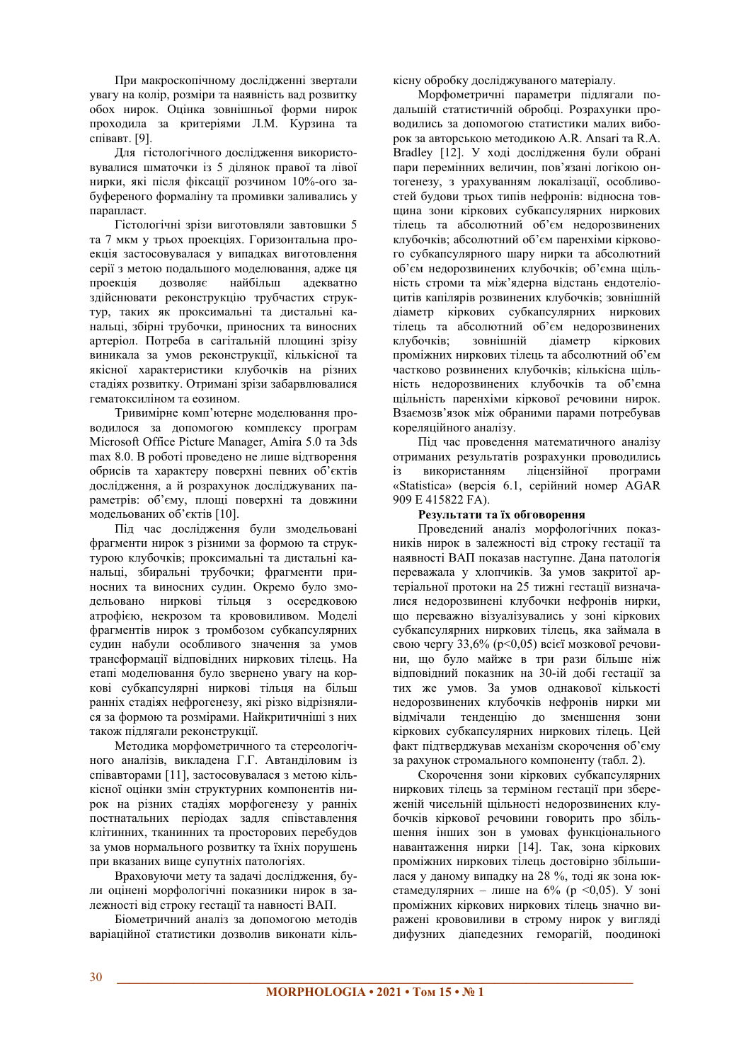При макроскопічному дослідженні звертали увагу на колір, розміри та наявність вад розвитку обох нирок. Оцінка зовнішньої форми нирок проходила за критеріями Л.М. Курзина та співавт. [9].

Для гістологічного дослідження використовувалися шматочки із 5 ділянок правої та лівої нирки, які після фіксації розчином 10%-ого забуференого формаліну та промивки заливались у парапласт.

Гістологічні зрізи виготовляли завтовшки 5 та 7 мкм у трьох проекціях. Горизонтальна проекція застосовувалася у випадках виготовлення серії з метою подальшого моделювання, адже ця проекція дозволяє найбільш адекватно здійснювати реконструкцію трубчастих структур, таких як проксимальні та дистальні канальці, збірні трубочки, приносних та виносних артеріол. Потреба в сагітальній площині зрізу виникала за умов реконструкції, кількісної та якісної характеристики клубочків на різних стадіях розвитку. Отримані зрізи забарвлювалися гематоксиліном та еозином.

Тривимірне комп'ютерне моделювання проводилося за допомогою комплексу програм Microsoft Office Picture Manager, Amira 5.0 та 3ds max 8.0. В роботі проведено не лише відтворення обрисів та характеру поверхні певних об'єктів дослідження, а й розрахунок досліджуваних параметрів: об'єму, площі поверхні та довжини модельованих об'єктів [10].

Під час дослідження були змодельовані фрагменти нирок з різними за формою та структурою клубочків; проксимальні та дистальні канальці, збиральні трубочки; фрагменти приносних та виносних судин. Окремо було змодельовано ниркові тільця з осередковою атрофією, некрозом та крововиливом. Моделі фрагментів нирок з тромбозом субкапсулярних судин набули особливого значення за умов трансформації відповідних ниркових тілець. На етапі моделювання було звернено увагу на коркові субкапсулярні ниркові тільця на більш ранніх стадіях нефрогенезу, які різко відрізнялися за формою та розмірами. Найкритичніші з них також підлягали реконструкції.

Методика морфометричного та стереологічного аналізів, викладена Г.Г. Автанділовим із співавторами [11], застосовувалася з метою кількісної оцінки змін структурних компонентів нирок на різних стадіях морфогенезу у ранніх постнатальних періодах задля співставлення клітинних, тканинних та просторових перебудов за умов нормального розвитку та їхніх порушень при вказаних вище супутніх патологіях.

Враховуючи мету та задачі дослідження, були оцінені морфологічні показники нирок в залежності від строку гестації та навності ВАП.

Біометричний аналіз за допомогою методів варіаційної статистики дозволив виконати кількісну обробку досліджуваного матеріалу.

Морфометричні параметри підлягали подальшій статистичній обробці. Розрахунки проводились за допомогою статистики малих вибірок за авторською методикою A.R. Ansari та R.A. Bradley [12]. У ході дослідження були обрані пари перемінних величин, пов'язані логікою онтогенезу, з урахуванням локалізації, особливостей будови трьох типів нефронів: відносна товщина зони кіркових субкапсулярних ниркових тілець та абсолютний об'єм недорозвинених клубочків; абсолютний об'єм паренхіми кіркового субкапсулярного шару нирки та абсолютний об'єм недорозвинених клубочків; об'ємна щільність строми та між'ядерна відстань ендотеліоцитів капілярів розвинених клубочків; зовнішній діаметр кіркових субкапсулярних ниркових тілець та абсолютний об'єм недорозвинених клубочків; зовнішній діаметр кіркових проміжних ниркових тілець та абсолютний об'єм частково розвинених клубочків; кількісна щільність недорозвинених клубочків та об'ємна щільність паренхіми кіркової речовини нирок. Взаємозв'язок між обраними парами потребував кореляційного аналізу.

Під час проведення математичного аналізу отриманих результатів розрахунки проводились із використанням ліцензійної програми «Statistica» (версія 6.1, серійний номер AGAR 909 E 415822 FA).

**Результати та їх обговорення**

Проведений аналіз морфологічних показників нирок в залежності від строку гестації та наявності ВАП показав наступне. Дана патологія переважала у хлопчиків. За умов закритої артеріальної протоки на 25 тижні гестації визначалися недорозвинені клубочки нефронів нирки, що переважно візуалізувались у зоні кіркових субкапсулярних ниркових тілець, яка займала в свою чергу 33,6% ($p<0,05$) всієї мозкової речовини, що було майже в три рази більше ніж відповідний показник на 30-ій добі гестації за тих же умов. За умов однакової кількості недорозвинених клубочків нефронів нирки ми відмічали тенденцію до зменшення зони кіркових субкапсулярних ниркових тілець. Цей факт підтверджував механізм скорочення об'єму за рахунок стромального компоненту (табл. 2).

Скорочення зони кіркових субкапсулярних ниркових тілець за терміном гестації при збереженій чисельній щільності недорозвинених клубочків кіркової речовини говорить про збільшення інших зон в умовах функціонального навантаження нирки [14]. Так, зона кіркових проміжних ниркових тілець достовірно збільшилася у даному випадку на 28 %, тоді як зона юкстамедулярних – лише на 6% ($p<0,05$). У зоні проміжних кіркових ниркових тілець значно виражені крововиливи в строму нирок у вигляді дифузних діапедезних геморагій, поодинокі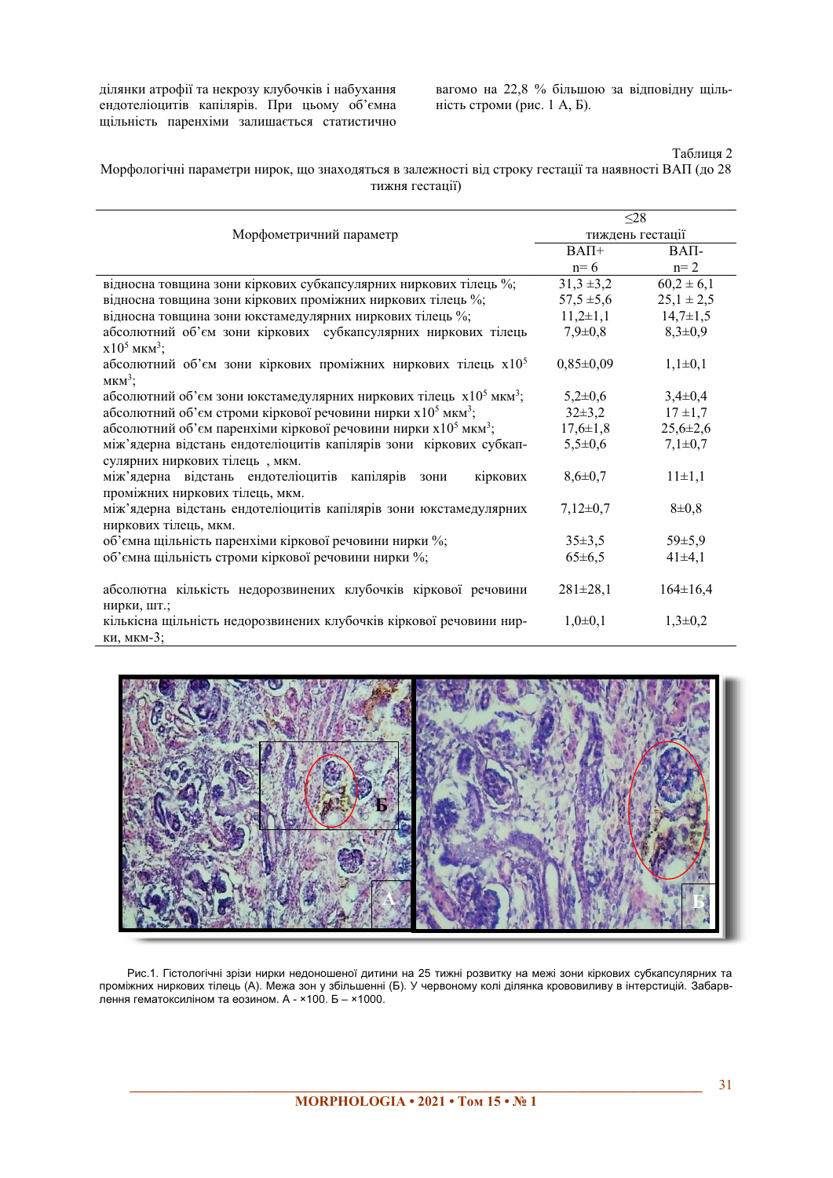ділянки атрофії та некрозу клубочків і набухання ендотеліоцитів капілярів. При цьому об'ємна щільність паренхіми залишається статистично вагомо на 22,8 % більшою за відповідну щільність строми (рис. 1 А, Б).

Таблиця 2

Морфологічні параметри нирок, що знаходяться в залежності від строку гестації та наявності ВАП (до 28 тижня гестації)

| Морфометричний параметр | ≤28 тиждень гестації | |
|---|---|---|
| | ВАП+ n= 6 | ВАП- n= 2 |
| відносна товщина зони кіркових субкапсулярних ниркових тілець %; | 31,3 ±3,2 | 60,2 ± 6,1 |
| відносна товщина зони кіркових проміжних ниркових тілець %; | 57,5 ±5,6 | 25,1 ± 2,5 |
| відносна товщина зони юкстамедулярних ниркових тілець %; | 11,2±1,1 | 14,7±1,5 |
| абсолютний об'єм зони кіркових субкапсулярних ниркових тілець $x10^5$ $мкм^3$; | 7,9±0,8 | 8,3±0,9 |
| абсолютний об'єм зони кіркових проміжних ниркових тілець $x10^5$ $мкм^3$; | 0,85±0,09 | 1,1±0,1 |
| абсолютний об'єм зони юкстамедулярних ниркових тілець $x10^5$ $мкм^3$; | 5,2±0,6 | 3,4±0,4 |
| абсолютний об'єм строми кіркової речовини нирки $x10^5$ $мкм^3$; | 32±3,2 | 17 ±1,7 |
| абсолютний об'єм паренхіми кіркової речовини нирки $x10^5$ $мкм^3$; | 17,6±1,8 | 25,6±2,6 |
| між'ядерна відстань ендотеліоцитів капілярів зони кіркових субкапсулярних ниркових тілець , мкм. | 5,5±0,6 | 7,1±0,7 |
| між'ядерна відстань ендотеліоцитів капілярів зони кіркових проміжних ниркових тілець, мкм. | 8,6±0,7 | 11±1,1 |
| між'ядерна відстань ендотеліоцитів капілярів зони юкстамедулярних ниркових тілець, мкм. | 7,12±0,7 | 8±0,8 |
| об'ємна щільність паренхіми кіркової речовини нирки %; | 35±3,5 | 59±5,9 |
| об'ємна щільність строми кіркової речовини нирки %; | 65±6,5 | 41±4,1 |
| абсолютна кількість недорозвинених клубочків кіркової речовини нирки, шт.; | 281±28,1 | 164±16,4 |
| кількісна щільність недорозвинених клубочків кіркової речовини нирки, мкм-3; | 1,0±0,1 | 1,3±0,2 |

Рис.1. Гістологічні зрізи нирки недоношеної дитини на 25 тижні розвитку на межі зони кіркових субкапсулярних та проміжних ниркових тілець (А). Межа зон у збільшенні (Б). У червоному колі ділянка крововиливу в інтерстицій. Забарвлення гематоксиліном та еозином. А - ×100. Б – ×1000.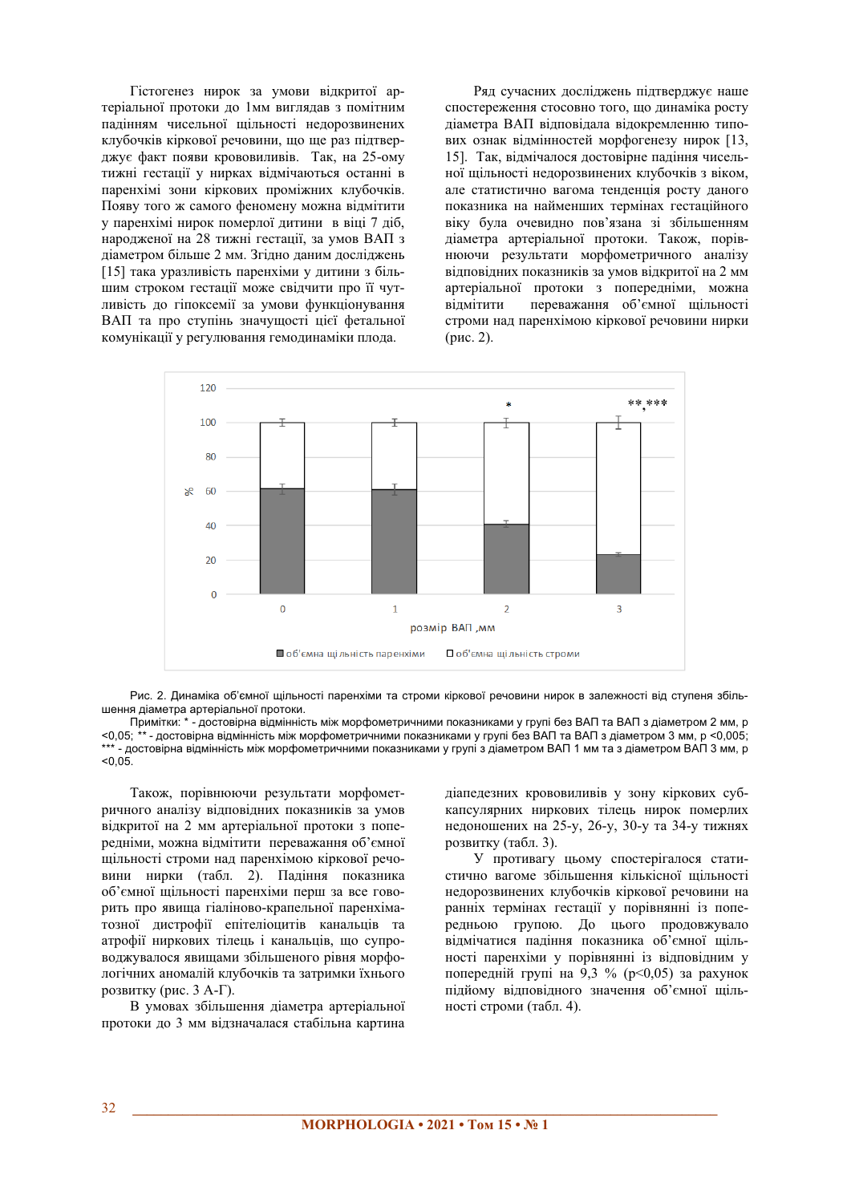Гістогенез нирок за умови відкритої артеріальної протоки до 1мм виглядав з помітним падінням чисельної щільності недорозвинених клубочків кіркової речовини, що ще раз підтверджує факт появи крововиливів. Так, на 25-ому тижні гестації у нирках відмічаються останні в паренхімі зони кіркових проміжних клубочків. Появу того ж самого феномену можна відмітити у паренхімі нирок померлої дитини в віці 7 діб, народженої на 28 тижні гестації, за умов ВАП з діаметром більше 2 мм. Згідно даним досліджень [15] така уразливість паренхіми у дитини з більшим строком гестації може свідчити про її чутливість до гіпоксемії за умови функціонування ВАП та про ступінь значущості цієї фетальної комунікації у регулювання гемодинаміки плода.

Ряд сучасних досліджень підтверджує наше спостереження стосовно того, що динаміка росту діаметра ВАП відповідала відокремленню типових ознак відмінностей морфогенезу нирок [13, 15]. Так, відмічалося достовірне падіння чисельної щільності недорозвинених клубочків з віком, але статистично вагома тенденція росту даного показника на найменших термінах гестаційного віку була очевидно пов'язана зі збільшенням діаметра артеріальної протоки. Також, порівнюючи результати морфометричного аналізу відповідних показників за умов відкритої на 2 мм артеріальної протоки з попередніми, можна відмітити переважання об'ємної щільності строми над паренхімою кіркової речовини нирки (рис. 2).

Рис. 2. Динаміка об'ємної щільності паренхіми та строми кіркової речовини нирок в залежності від ступеня збільшення діаметра артеріальної протоки.

Примітки: * - достовірна відмінність між морфометричними показниками у групі без ВАП та ВАП з діаметром 2 мм, р <0,05; ** - достовірна відмінність між морфометричними показниками у групі без ВАП та ВАП з діаметром 3 мм, р <0,005; *** - достовірна відмінність між морфометричними показниками у групі з діаметром ВАП 1 мм та з діаметром ВАП 3 мм, р <0,05.

Також, порівнюючи результати морфометричного аналізу відповідних показників за умов відкритої на 2 мм артеріальної протоки з попередніми, можна відмітити переважання об'ємної щільності строми над паренхімою кіркової речовини нирки (табл. 2). Падіння показника об'ємної щільності паренхіми перш за все говорить про явища гіаліново-крапельної паренхіматозної дистрофії епітеліоцитів канальців та атрофії ниркових тілець і канальців, що супроводжувалося явищами збільшеного рівня морфологічних аномалій клубочків та затримки їхнього розвитку (рис. 3 А-Г).

В умовах збільшення діаметра артеріальної протоки до 3 мм відзначалася стабільна картина діапедезних крововиливів у зону кіркових субкапсулярних ниркових тілець нирок померлих недоношених на 25-у, 26-у, 30-у та 34-у тижнях розвитку (табл. 3).

У противагу цьому спостерігалося статистично вагоме збільшення кількісної щільності недорозвинених клубочків кіркової речовини на ранніх термінах гестації у порівнянні із попередньою групою. До цього продовжувало відмічатися падіння показника об'ємної щільності паренхіми у порівнянні із відповідним у попередній групі на 9,3 % (p<0,05) за рахунок підйому відповідного значення об'ємної щільності строми (табл. 4).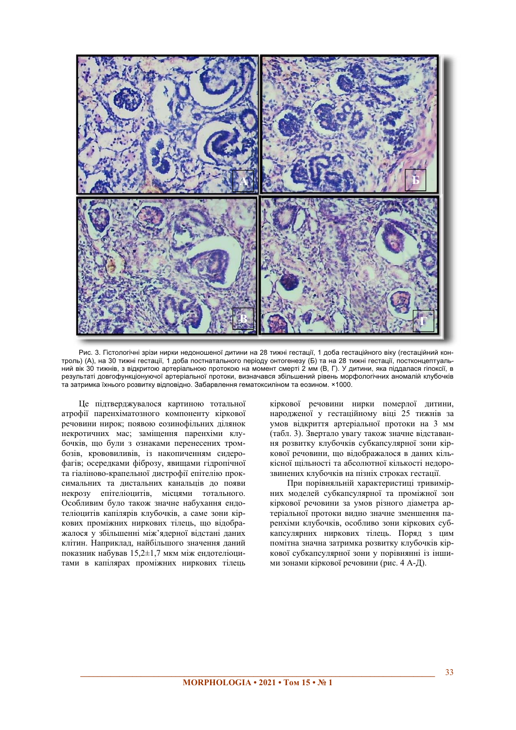Рис. 3. Гістологічні зрізи нирки недоношеної дитини на 28 тижні гестації, 1 доба гестаційного віку (гестаційний контроль) (А), на 30 тижні гестації, 1 доба постнатального періоду онтогенезу (Б) та на 28 тижні гестації, постконцептуальний вік 30 тижнів, з відкритою артеріальною протокою на момент смерті 2 мм (В, Г). У дитини, яка піддалася гіпоксії, в результаті довгофункціонуючої артеріальної протоки, визначався збільшений рівень морфологічних аномалій клубочків та затримка їхнього розвитку відповідно. Забарвлення гематоксиліном та еозином. ×1000.

Це підтверджувалося картиною тотальної атрофії паренхіматозного компоненту кіркової речовини нирок; появою еозинофільних ділянок некротичних мас; заміщення паренхіми клубочків, що були з ознаками перенесених тромбозів, крововиливів, із накопиченням сидерофагів; осередками фіброзу, явищами гідропічної та гіаліново-крапельної дистрофії епітелію проксимальних та дистальних канальців до появи некрозу епітеліоцитів, місцями тотального. Особливим було також значне набухання ендотеліоцитів капілярів клубочків, а саме зони кіркових проміжних ниркових тілець, що відображалося у збільшенні між'ядерної відстані даних клітин. Наприклад, найбільшого значення даний показник набував 15,2±1,7 мкм між ендотеліоцитами в капілярах проміжних ниркових тілець кіркової речовини нирки померлої дитини, народженої у гестаційному віці 25 тижнів за умов відкриття артеріальної протоки на 3 мм (табл. 3). Звертало увагу також значне відставання розвитку клубочків субкапсулярної зони кіркової речовини, що відображалося в даних кількісної щільності та абсолютної кількості недорозвинених клубочків на пізніх строках гестації.

При порівняльній характеристиці тривимірних моделей субкапсулярної та проміжної зон кіркової речовини за умов різного діаметра артеріальної протоки видно значне зменшення паренхіми клубочків, особливо зони кіркових субкапсулярних ниркових тілець. Поряд з цим помітна значна затримка розвитку клубочків кіркової субкапсулярної зони у порівнянні із іншими зонами кіркової речовини (рис. 4 А-Д).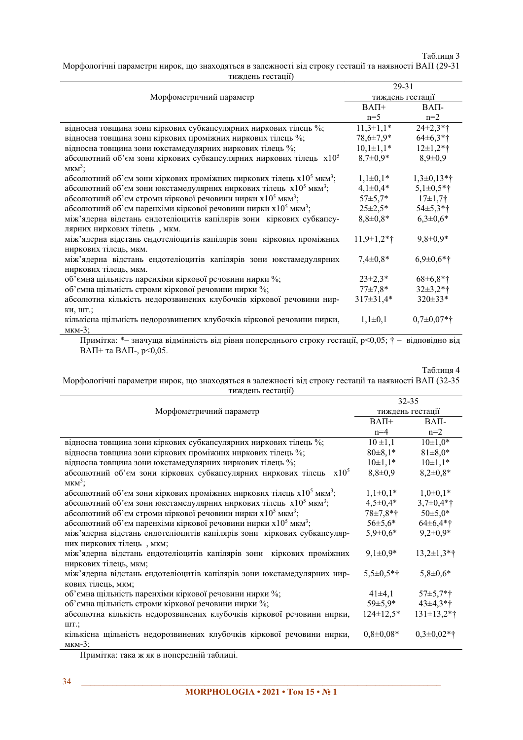Таблиця 3

Морфологічні параметри нирок, що знаходяться в залежності від строку гестації та наявності ВАП (29-31 тиждень гестації)

| Морфометричний параметр | 29-31 тиждень гестації | |
|---|---|---|
| | ВАП+ n=5 | ВАП- n=2 |
| відносна товщина зони кіркових субкапсулярних ниркових тілець %; | 11,3±1,1* | 24±2,3*† |
| відносна товщина зони кіркових проміжних ниркових тілець %; | 78,6±7,9* | 64±6,3*† |
| відносна товщина зони юкстамедулярних ниркових тілець %; | 10,1±1,1* | 12±1,2*† |
| абсолютний об'єм зони кіркових субкапсулярних ниркових тілець $x10^5$ мкм$^3$; | 8,7±0,9* | 8,9±0,9 |
| абсолютний об'єм зони кіркових проміжних ниркових тілець $x10^5$ мкм$^3$; | 1,1±0,1* | 1,3±0,13*† |
| абсолютний об'єм зони юкстамедулярних ниркових тілець $x10^5$ мкм$^3$; | 4,1±0,4* | 5,1±0,5*† |
| абсолютний об'єм строми кіркової речовини нирки $x10^5$ мкм$^3$; | 57±5,7* | 17±1,7† |
| абсолютний об'єм паренхіми кіркової речовини нирки $x10^5$ мкм$^3$; | 25±2,5* | 54±5,3*† |
| між'ядерна відстань ендотеліоцитів капілярів зони кіркових субкапсулярних ниркових тілець , мкм. | 8,8±0,8* | 6,3±0,6* |
| між'ядерна відстань ендотеліоцитів капілярів зони кіркових проміжних ниркових тілець, мкм. | 11,9±1,2*† | 9,8±0,9* |
| між'ядерна відстань ендотеліоцитів капілярів зони юкстамедулярних ниркових тілець, мкм. | 7,4±0,8* | 6,9±0,6*† |
| об'ємна щільність паренхіми кіркової речовини нирки %; | 23±2,3* | 68±6,8*† |
| об'ємна щільність строми кіркової речовини нирки %; | 77±7,8* | 32±3,2*† |
| абсолютна кількість недорозвинених клубочків кіркової речовини нирки, шт.; | 317±31,4* | 320±33* |
| кількісна щільність недорозвинених клубочків кіркової речовини нирки, мкм-3; | 1,1±0,1 | 0,7±0,07*† |

Примітка: *– значуща відмінність від рівня попереднього строку гестації, $p<0,05$; † – відповідно від ВАП+ та ВАП-, $p<0,05$.

Таблиця 4

Морфологічні параметри нирок, що знаходяться в залежності від строку гестації та наявності ВАП (32-35 тиждень гестації)

| Морфометричний параметр | 32-35 тиждень гестації | |
|---|---|---|
| | ВАП+ n=4 | ВАП- n=2 |
| відносна товщина зони кіркових субкапсулярних ниркових тілець %; | 10 ±1,1 | 10±1,0* |
| відносна товщина зони кіркових проміжних ниркових тілець %; | 80±8,1* | 81±8,0* |
| відносна товщина зони юкстамедулярних ниркових тілець %; | 10±1,1* | 10±1,1* |
| абсолютний об'єм зони кіркових субкапсулярних ниркових тілець $x10^5$ мкм$^3$; | 8,8±0,9 | 8,2±0,8* |
| абсолютний об'єм зони кіркових проміжних ниркових тілець $x10^5$ мкм$^3$; | 1,1±0,1* | 1,0±0,1* |
| абсолютний об'єм зони юкстамедулярних ниркових тілець $x10^5$ мкм$^3$; | 4,5±0,4* | 3,7±0,4*† |
| абсолютний об'єм строми кіркової речовини нирки $x10^5$ мкм$^3$; | 78±7,8*† | 50±5,0* |
| абсолютний об'єм паренхіми кіркової речовини нирки $x10^5$ мкм$^3$; | 56±5,6* | 64±6,4*† |
| між'ядерна відстань ендотеліоцитів капілярів зони кіркових субкапсулярних ниркових тілець , мкм; | 5,9±0,6* | 9,2±0,9* |
| між'ядерна відстань ендотеліоцитів капілярів зони кіркових проміжних ниркових тілець, мкм; | 9,1±0,9* | 13,2±1,3*† |
| між'ядерна відстань ендотеліоцитів капілярів зони юкстамедулярних ниркових тілець, мкм; | 5,5±0,5*† | 5,8±0,6* |
| об'ємна щільність паренхіми кіркової речовини нирки %; | 41±4,1 | 57±5,7*† |
| об'ємна щільність строми кіркової речовини нирки %; | 59±5,9* | 43±4,3*† |
| абсолютна кількість недорозвинених клубочків кіркової речовини нирки, шт.; | 124±12,5* | 131±13,2*† |
| кількісна щільність недорозвинених клубочків кіркової речовини нирки, мкм-3; | 0,8±0,08* | 0,3±0,02*† |

Примітка: така ж як в попередній таблиці.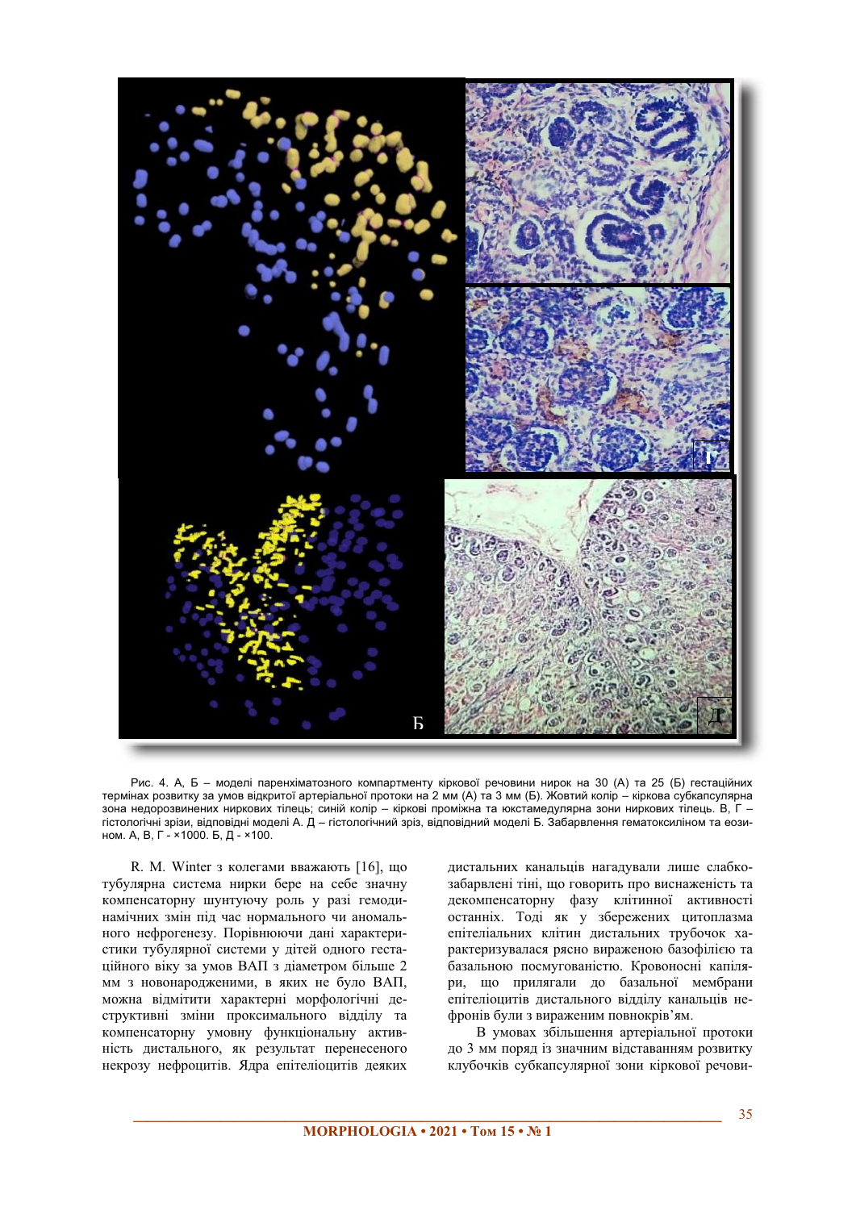Рис. 4. А, Б – моделі паренхіматозного компартменту кіркової речовини нирок на 30 (А) та 25 (Б) гестаційних термінах розвитку за умов відкритої артеріальної протоки на 2 мм (А) та 3 мм (Б). Жовтий колір – кіркова субкапсулярна зона недорозвинених ниркових тілець; синій колір – кіркові проміжна та юкстамедулярна зони ниркових тілець. В, Г – гістологічні зрізи, відповідні моделі А. Д – гістологічний зріз, відповідний моделі Б. Забарвлення гематоксиліном та еозином. А, В, Г - ×1000. Б, Д - ×100.

R. M. Winter з колегами вважають [16], що тубулярна система нирки бере на себе значну компенсаторну шунтуючу роль у разі гемодинамічних змін під час нормального чи аномального нефрогенезу. Порівнюючи дані характеристики тубулярної системи у дітей одного гестаційного віку за умов ВАП з діаметром більше 2 мм з новонародженими, в яких не було ВАП, можна відмітити характерні морфологічні деструктивні зміни проксимального відділу та компенсаторну умовну функціональну активність дистального, як результат перенесеного некрозу нефроцитів. Ядра епітеліоцитів деяких дистальних канальців нагадували лише слабкозабарвлені тіні, що говорить про виснаженість та декомпенсаторну фазу клітинної активності останніх. Тоді як у збережених цитоплазма епітеліальних клітин дистальних трубочок характеризувалася рясно вираженою базофілією та базальною посмугованістю. Кровоносні капіляри, що прилягали до базальної мембрани епітеліоцитів дистального відділу канальців нефронів були з вираженим повнокрів'ям.

В умовах збільшення артеріальної протоки до 3 мм поряд із значним відставанням розвитку клубочків субкапсулярної зони кіркової речови-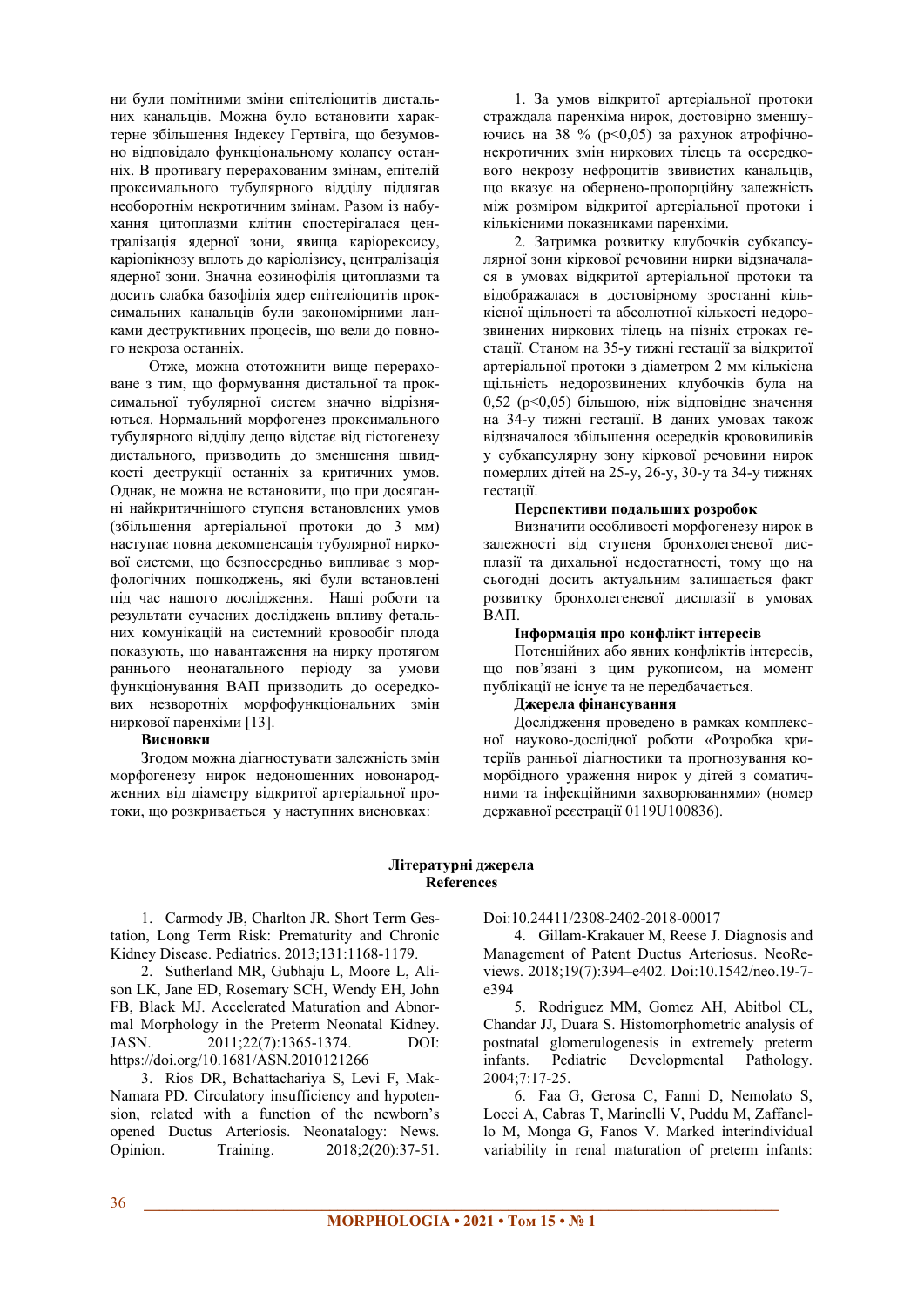ни були помітними зміни епітеліоцитів дистальних канальців. Можна було встановити характерне збільшення Індексу Гертвіга, що безумовно відповідало функціональному колапсу останніх. В противагу перерахованим змінам, епітелій проксимального тубулярного відділу підлягав необоротнім некротичним змінам. Разом із набухання цитоплазми клітин спостерігалася централізація ядерної зони, явища каріорексису, каріопікнозу вплоть до каріолізису, централізація ядерної зони. Значна еозинофілія цитоплазми та досить слабка базофілія ядер епітеліоцитів проксимальних канальців були закономірними ланками деструктивних процесів, що вели до повного некроза останніх.

Отже, можна ототожнити вище перераховане з тим, що формування дистальної та проксимальної тубулярної систем значно відрізняються. Нормальний морфогенез проксимального тубулярного відділу дещо відстає від гістогенезу дистального, призводить до зменшення швидкості деструкції останніх за критичних умов. Однак, не можна не встановити, що при досягнені найкритичнішого ступеня встановлених умов (збільшення артеріальної протоки до 3 мм) наступає повна декомпенсація тубулярної ниркової системи, що безпосередньо випливає з морфологічних пошкоджень, які були встановлені під час нашого дослідження. Наші роботи та результати сучасних досліджень впливу фетальних комунікацій на системний кровообіг плода показують, що навантаження на нирку протягом раннього неонатального періоду за умови функціонування ВАП призводить до осередкових незворотніх морфофункціональних змін ниркової паренхіми [13].

## Висновки

Згодом можна діагностувати залежність змін морфогенезу нирок недоношених новонароджених від діаметру відкритої артеріальної протоки, що розкривається у наступних висновках:

1. За умов відкритої артеріальної протоки страждала паренхіма нирок, достовірно зменшуючись на 38 % ($p<0,05$) за рахунок атрофічно-некротичних змін ниркових тілець та осередкового некрозу нефроцитів звивистих канальців, що вказує на обернено-пропорційну залежність між розміром відкритої артеріальної протоки і кількісними показниками паренхіми.

2. Затримка розвитку клубочків субкапсулярної зони кіркової речовини нирки відзначалася в умовах відкритої артеріальної протоки та відображалася в достовірному зростанні кількісної щільності та абсолютної кількості недорозвинених ниркових тілець на пізніх строках гестації. Станом на 35-у тижні гестації за відкритої артеріальної протоки з діаметром 2 мм кількісна щільність недорозвинених клубочків була на 0,52 ($p<0,05$) більшою, ніж відповідне значення на 34-у тижні гестації. В даних умовах також відзначалося збільшення осередків крововиливів у субкапсулярну зону кіркової речовини нирок померлих дітей на 25-у, 26-у, 30-у та 34-у тижнях гестації.

### Перспективи подальших розробок

Визначити особливості морфогенезу нирок в залежності від ступеня бронхолегеневої дисплазії та дихальної недостатності, тому що на сьогодні досить актуальним залишається факт розвитку бронхолегеневої дисплазії в умовах ВАП.

### Інформація про конфлікт інтересів

Потенційних або явних конфліктів інтересів, що пов'язані з цим рукописом, на момент публікації не існує та не передбачається.

### Джерела фінансування

Дослідження проведено в рамках комплексної науково-дослідної роботи «Розробка критеріїв ранньої діагностики та прогнозування коморбідного ураження нирок у дітей з соматичними та інфекційними захворюваннями» (номер державної реєстрації 0119U100836).

## Літературні джерела
## References

1. Carmody JB, Charlton JR. Short Term Gestation, Long Term Risk: Prematurity and Chronic Kidney Disease. Pediatrics. 2013;131:1168-1179.

2. Sutherland MR, Gubhaju L, Moore L, Alison LK, Jane ED, Rosemary SCH, Wendy EH, John FB, Black MJ. Accelerated Maturation and Abnormal Morphology in the Preterm Neonatal Kidney. JASN. 2011;22(7):1365-1374. DOI: https://doi.org/10.1681/ASN.2010121266

3. Rios DR, Bchattachariya S, Levi F, MakNamara PD. Circulatory insufficiency and hypotension, related with a function of the newborn's opened Ductus Arteriosis. Neonatalogy: News. Opinion. Training. 2018;2(20):37-51. Doi:10.24411/2308-2402-2018-00017

4. Gillam-Krakauer M, Reese J. Diagnosis and Management of Patent Ductus Arteriosus. NeoReviews. 2018;19(7):394–e402. Doi:10.1542/neo.19-7-e394

5. Rodriguez MM, Gomez AH, Abitbol CL, Chandar JJ, Duara S. Histomorphometric analysis of postnatal glomerulogenesis in extremely preterm infants. Pediatric Developmental Pathology. 2004;7:17-25.

6. Faa G, Gerosa C, Fanni D, Nemolato S, Locci A, Cabras T, Marinelli V, Puddu M, Zaffanello M, Monga G, Fanos V. Marked interindividual variability in renal maturation of preterm infants: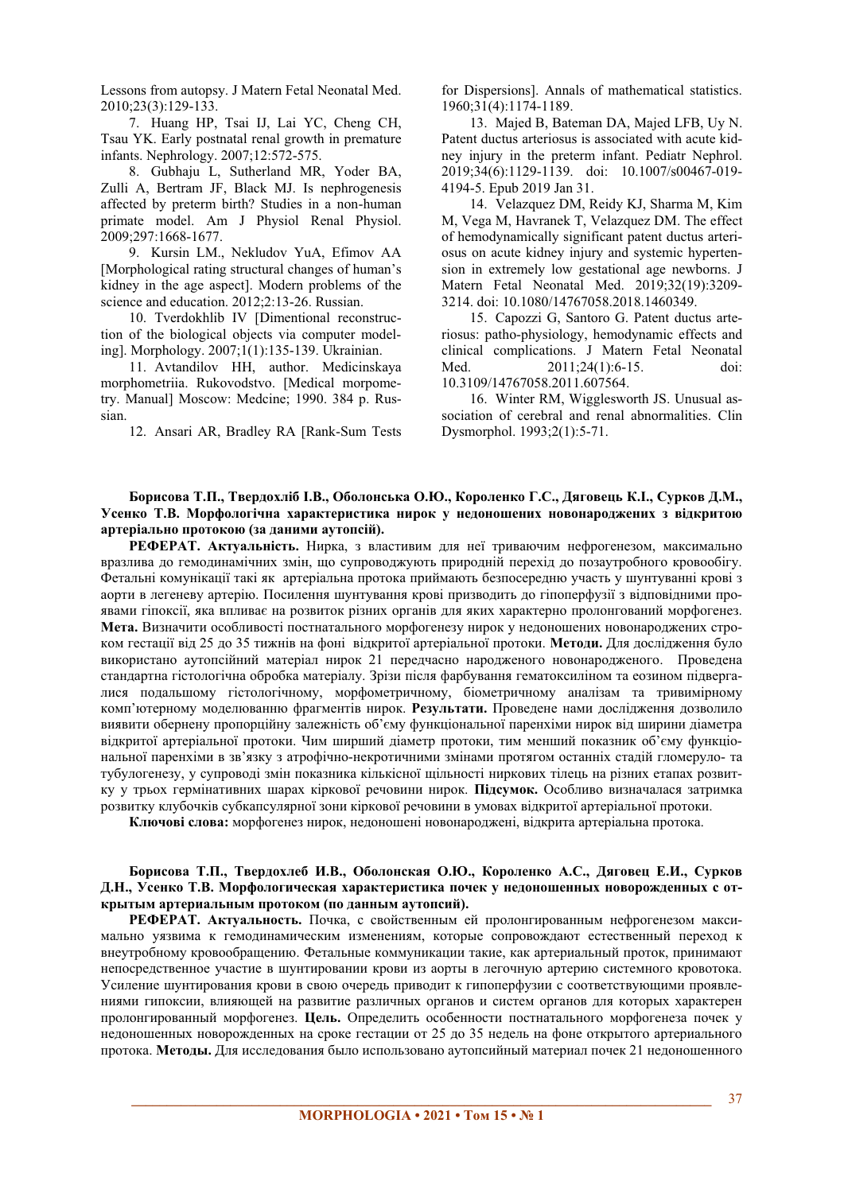Lessons from autopsy. J Matern Fetal Neonatal Med. 2010;23(3):129-133.

7. Huang HP, Tsai IJ, Lai YC, Cheng CH, Tsau YK. Early postnatal renal growth in premature infants. Nephrology. 2007;12:572-575.

8. Gubhaju L, Sutherland MR, Yoder BA, Zulli A, Bertram JF, Black MJ. Is nephrogenesis affected by preterm birth? Studies in a non-human primate model. Am J Physiol Renal Physiol. 2009;297:1668-1677.

9. Kursin LM., Nekludov YuA, Efimov AA [Morphological rating structural changes of human's kidney in the age aspect]. Modern problems of the science and education. 2012;2:13-26. Russian.

10. Tverdokhlib IV [Dimentional reconstruction of the biological objects via computer modeling]. Morphology. 2007;1(1):135-139. Ukrainian.

11. Avtandilov HH, author. Medicinskaya morphometriia. Rukovodstvo. [Medical morpometry. Manual] Moscow: Medcine; 1990. 384 p. Russian.

12. Ansari AR, Bradley RA [Rank-Sum Tests for Dispersions]. Annals of mathematical statistics. 1960;31(4):1174-1189.

13. Majed B, Bateman DA, Majed LFB, Uy N. Patent ductus arteriosus is associated with acute kidney injury in the preterm infant. Pediatr Nephrol. 2019;34(6):1129-1139. doi: 10.1007/s00467-019-4194-5. Epub 2019 Jan 31.

14. Velazquez DM, Reidy KJ, Sharma M, Kim M, Vega M, Havranek T, Velazquez DM. The effect of hemodynamically significant patent ductus arteriosus on acute kidney injury and systemic hypertension in extremely low gestational age newborns. J Matern Fetal Neonatal Med. 2019;32(19):3209-3214. doi: 10.1080/14767058.2018.1460349.

15. Capozzi G, Santoro G. Patent ductus arteriosus: patho-physiology, hemodynamic effects and clinical complications. J Matern Fetal Neonatal Med. 2011;24(1):6-15. doi: 10.3109/14767058.2011.607564.

16. Winter RM, Wigglesworth JS. Unusual association of cerebral and renal abnormalities. Clin Dysmorphol. 1993;2(1):5-71.

**Борисова Т.П., Твердохліб І.В., Оболонська О.Ю., Короленко Г.С., Дяговець К.І., Сурков Д.М., Усенко Т.В. Морфологічна характеристика нирок у недоношених новонароджених з відкритою артеріально протокою (за даними аутопсій).**

**РЕФЕРАТ. Актуальність.** Нирка, з властивим для неї триваючим нефрогенезом, максимально вразлива до гемодинамічних змін, що супроводжують природній перехід до позаутробного кровообігу. Фетальні комунікації такі як артеріальна протока приймають безпосередню участь у шунтуванні крові з аорти в легеневу артерію. Посилення шунтування крові призводить до гіпоперфузії з відповідними проявами гіпоксії, яка впливає на розвиток різних органів для яких характерно пролонгований морфогенез. **Мета.** Визначити особливості постнатального морфогенезу нирок у недоношених новонароджених строком гестації від 25 до 35 тижнів на фоні відкритої артеріальної протоки. **Методи.** Для дослідження було використано аутопсійний матеріал нирок 21 передчасно народженого новонародженого. Проведена стандартна гістологічна обробка матеріалу. Зрізи після фарбування гематоксиліном та еозином підвергалися подальшому гістологічному, морфометричному, біометричному аналізам та тривимірному комп'ютерному моделюванню фрагментів нирок. **Результати.** Проведене нами дослідження дозволило виявити обернену пропорційну залежність об'єму функціональної паренхіми нирок від ширини діаметра відкритої артеріальної протоки. Чим ширший діаметр протоки, тим менший показник об'єму функціональної паренхіми в зв'язку з атрофічно-некротичними змінами протягом останніх стадій гломерулo- та тубулогенезу, у супроводі змін показника кількісної щільності ниркових тілець на різних етапах розвитку у трьох гермінативних шарах кіркової речовини нирок. **Підсумок.** Особливо визначалася затримка розвитку клубочків субкапсулярної зони кіркової речовини в умовах відкритої артеріальної протоки.

**Ключові слова:** морфогенез нирок, недоношені новонароджені, відкрита артеріальна протока.

**Борисова Т.П., Твердохлеб И.В., Оболонская О.Ю., Короленко А.С., Дяговец Е.И., Сурков Д.Н., Усенко Т.В. Морфологическая характеристика почек у недоношенных новорожденных с открытым артериальным протоком (по данным аутопсий).**

**РЕФЕРАТ. Актуальность.** Почка, с свойственным ей пролонгированным нефрогенезом максимально уязвима к гемодинамическим изменениям, которые сопровождают естественный переход к внеутробному кровообращению. Фетальные коммуникации такие, как артериальный проток, принимают непосредственное участие в шунтировании крови из аорты в легочную артерию системного кровотока. Усиление шунтирования крови в свою очередь приводит к гипоперфузии с соответствующими проявлениями гипоксии, влияющей на развитие различных органов и систем органов для которых характерен пролонгированный морфогенез. **Цель.** Определить особенности постнатального морфогенеза почек у недоношенных новорожденных на сроке гестации от 25 до 35 недель на фоне открытого артериального протока. **Методы.** Для исследования было использовано аутопсийный материал почек 21 недоношенного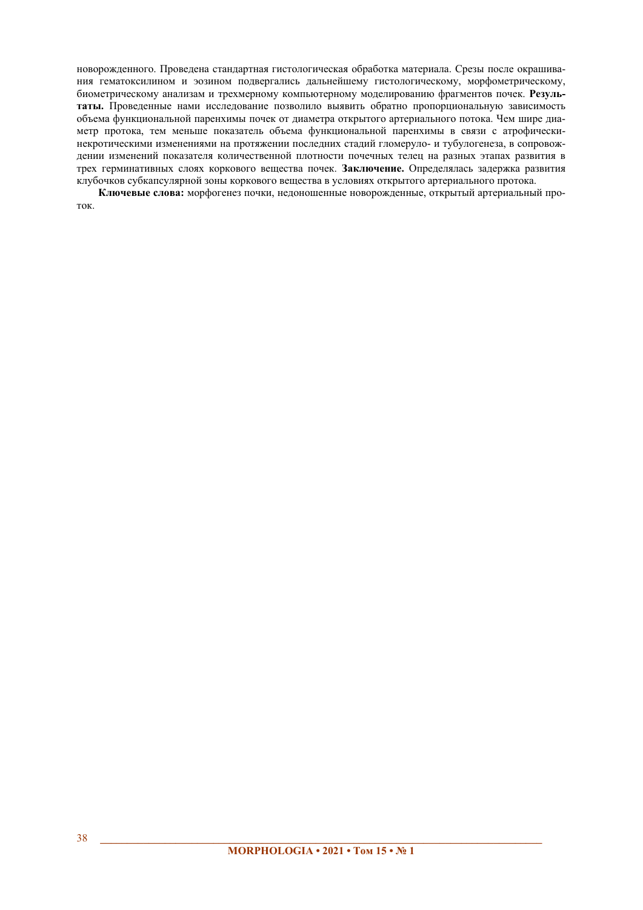новорожденного. Проведена стандартная гистологическая обработка материала. Срезы после окрашивания гематоксилином и эозином подвергались дальнейшему гистологическому, морфометрическому, биометрическому анализам и трехмерному компьютерному моделированию фрагментов почек. **Результаты.** Проведенные нами исследование позволило выявить обратно пропорциональную зависимость объема функциональной паренхимы почек от диаметра открытого артериального потока. Чем шире диаметр протока, тем меньше показатель объема функциональной паренхимы в связи с атрофически-некротическими изменениями на протяжении последних стадий гломеруло- и тубулогенеза, в сопровождении изменений показателя количественной плотности почечных телец на разных этапах развития в трех герминативных слоях коркового вещества почек. **Заключение.** Определялась задержка развития клубочков субкапсулярной зоны коркового вещества в условиях открытого артериального протока.

**Ключевые слова:** морфогенез почки, недоношенные новорожденные, открытый артериальный проток.